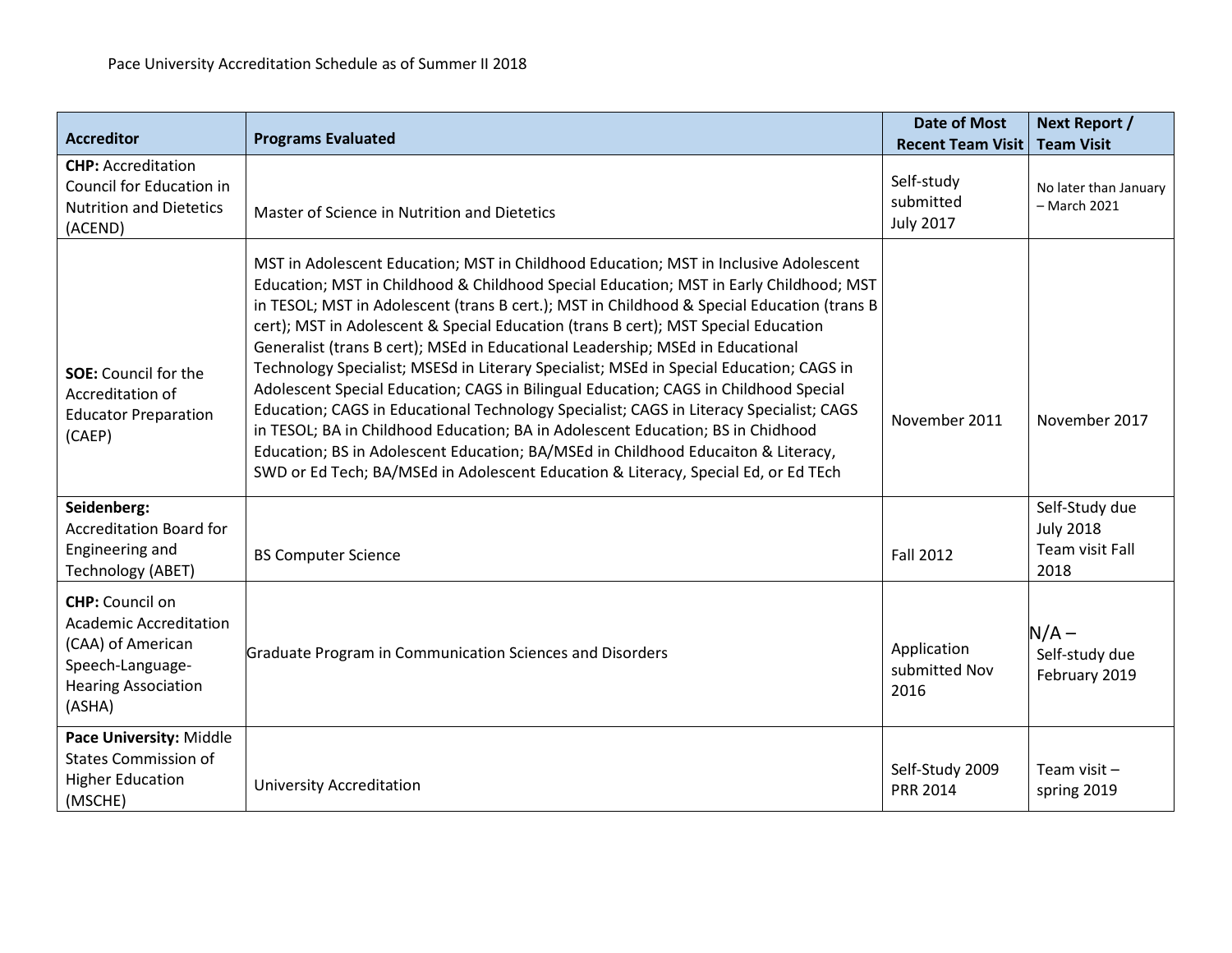Pace University Accreditation Schedule as of Summer II 2018

| Accreditor | Programs Evaluated | Date of Most Recent Team Visit | Next Report / Team Visit |
|---|---|---|---|
| **CHP:** Accreditation Council for Education in Nutrition and Dietetics (ACEND) | Master of Science in Nutrition and Dietetics | Self-study submitted July 2017 | No later than January – March 2021 |
| **SOE:** Council for the Accreditation of Educator Preparation (CAEP) | MST in Adolescent Education; MST in Childhood Education; MST in Inclusive Adolescent Education; MST in Childhood & Childhood Special Education; MST in Early Childhood; MST in TESOL; MST in Adolescent (trans B cert.); MST in Childhood & Special Education (trans B cert); MST in Adolescent & Special Education (trans B cert); MST Special Education Generalist (trans B cert); MSEd in Educational Leadership; MSEd in Educational Technology Specialist; MSESd in Literary Specialist; MSEd in Special Education; CAGS in Adolescent Special Education; CAGS in Bilingual Education; CAGS in Childhood Special Education; CAGS in Educational Technology Specialist; CAGS in Literacy Specialist; CAGS in TESOL; BA in Childhood Education; BA in Adolescent Education; BS in Chidhood Education; BS in Adolescent Education; BA/MSEd in Childhood Educaiton & Literacy, SWD or Ed Tech; BA/MSEd in Adolescent Education & Literacy, Special Ed, or Ed TEch | November 2011 | November 2017 |
| **Seidenberg:** Accreditation Board for Engineering and Technology (ABET) | BS Computer Science | Fall 2012 | Self-Study due July 2018 Team visit Fall 2018 |
| **CHP:** Council on Academic Accreditation (CAA) of American Speech-Language-Hearing Association (ASHA) | Graduate Program in Communication Sciences and Disorders | Application submitted Nov 2016 | N/A – Self-study due February 2019 |
| **Pace University:** Middle States Commission of Higher Education (MSCHE) | University Accreditation | Self-Study 2009 PRR 2014 | Team visit – spring 2019 |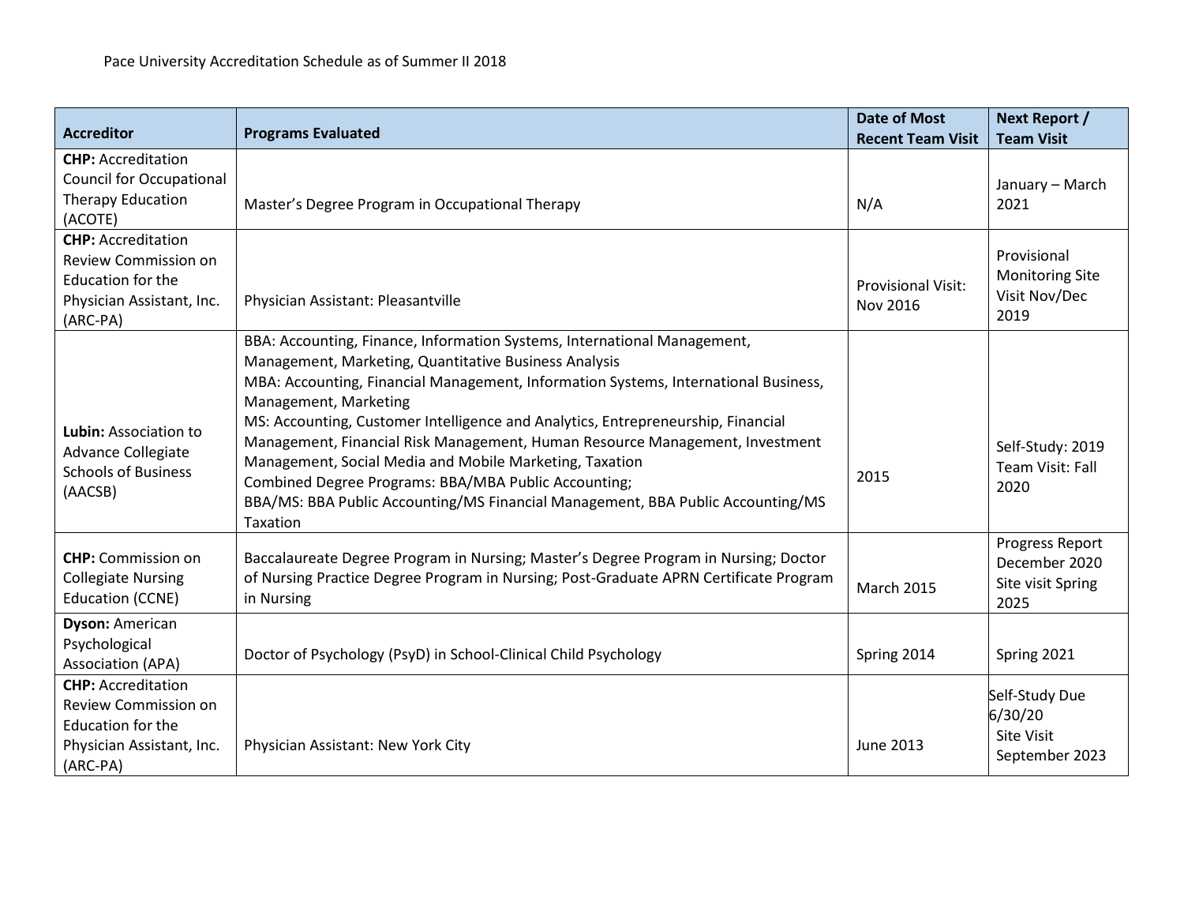Pace University Accreditation Schedule as of Summer II 2018

| Accreditor | Programs Evaluated | Date of Most Recent Team Visit | Next Report / Team Visit |
|---|---|---|---|
| **CHP:** Accreditation Council for Occupational Therapy Education (ACOTE) | Master's Degree Program in Occupational Therapy | N/A | January – March 2021 |
| **CHP:** Accreditation Review Commission on Education for the Physician Assistant, Inc. (ARC-PA) | Physician Assistant: Pleasantville | Provisional Visit: Nov 2016 | Provisional Monitoring Site Visit Nov/Dec 2019 |
| **Lubin:** Association to Advance Collegiate Schools of Business (AACSB) | BBA: Accounting, Finance, Information Systems, International Management, Management, Marketing, Quantitative Business Analysis<br>MBA: Accounting, Financial Management, Information Systems, International Business, Management, Marketing<br>MS: Accounting, Customer Intelligence and Analytics, Entrepreneurship, Financial Management, Financial Risk Management, Human Resource Management, Investment Management, Social Media and Mobile Marketing, Taxation<br>Combined Degree Programs: BBA/MBA Public Accounting;<br>BBA/MS: BBA Public Accounting/MS Financial Management, BBA Public Accounting/MS Taxation | 2015 | Self-Study: 2019<br>Team Visit: Fall 2020 |
| **CHP:** Commission on Collegiate Nursing Education (CCNE) | Baccalaureate Degree Program in Nursing; Master's Degree Program in Nursing; Doctor of Nursing Practice Degree Program in Nursing; Post-Graduate APRN Certificate Program in Nursing | March 2015 | Progress Report December 2020<br>Site visit Spring 2025 |
| **Dyson:** American Psychological Association (APA) | Doctor of Psychology (PsyD) in School-Clinical Child Psychology | Spring 2014 | Spring 2021 |
| **CHP:** Accreditation Review Commission on Education for the Physician Assistant, Inc. (ARC-PA) | Physician Assistant: New York City | June 2013 | Self-Study Due 6/30/20<br>Site Visit September 2023 |